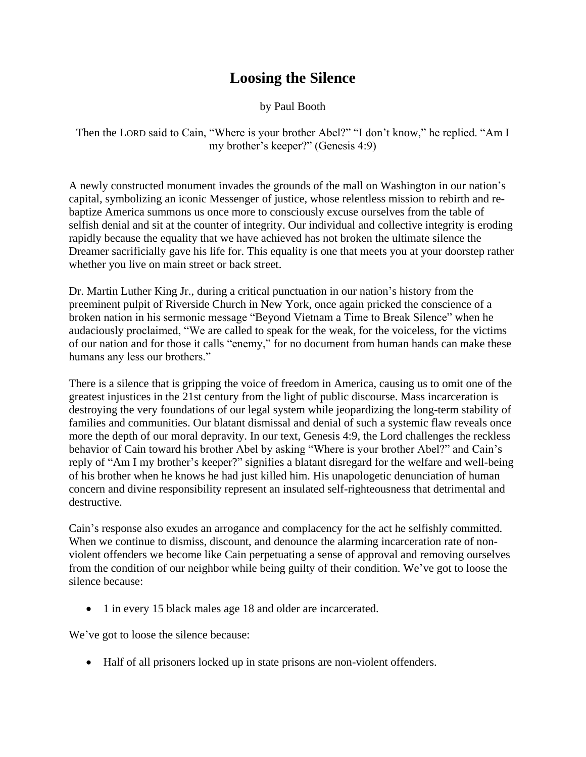# Loosing the Silence

by Paul Booth

Then the LORD said to Cain, "Where is your brother Abel?" "I don't know," he replied. "Am I my brother's keeper?" (Genesis 4:9)

A newly constructed monument invades the grounds of the mall on Washington in our nation's capital, symbolizing an iconic Messenger of justice, whose relentless mission to rebirth and re-baptize America summons us once more to consciously excuse ourselves from the table of selfish denial and sit at the counter of integrity. Our individual and collective integrity is eroding rapidly because the equality that we have achieved has not broken the ultimate silence the Dreamer sacrificially gave his life for. This equality is one that meets you at your doorstep rather whether you live on main street or back street.

Dr. Martin Luther King Jr., during a critical punctuation in our nation's history from the preeminent pulpit of Riverside Church in New York, once again pricked the conscience of a broken nation in his sermonic message "Beyond Vietnam a Time to Break Silence" when he audaciously proclaimed, "We are called to speak for the weak, for the voiceless, for the victims of our nation and for those it calls "enemy," for no document from human hands can make these humans any less our brothers."

There is a silence that is gripping the voice of freedom in America, causing us to omit one of the greatest injustices in the 21st century from the light of public discourse. Mass incarceration is destroying the very foundations of our legal system while jeopardizing the long-term stability of families and communities. Our blatant dismissal and denial of such a systemic flaw reveals once more the depth of our moral depravity. In our text, Genesis 4:9, the Lord challenges the reckless behavior of Cain toward his brother Abel by asking "Where is your brother Abel?" and Cain's reply of "Am I my brother's keeper?" signifies a blatant disregard for the welfare and well-being of his brother when he knows he had just killed him. His unapologetic denunciation of human concern and divine responsibility represent an insulated self-righteousness that detrimental and destructive.

Cain's response also exudes an arrogance and complacency for the act he selfishly committed. When we continue to dismiss, discount, and denounce the alarming incarceration rate of non-violent offenders we become like Cain perpetuating a sense of approval and removing ourselves from the condition of our neighbor while being guilty of their condition. We've got to loose the silence because:

- 1 in every 15 black males age 18 and older are incarcerated.

We've got to loose the silence because:

- Half of all prisoners locked up in state prisons are non-violent offenders.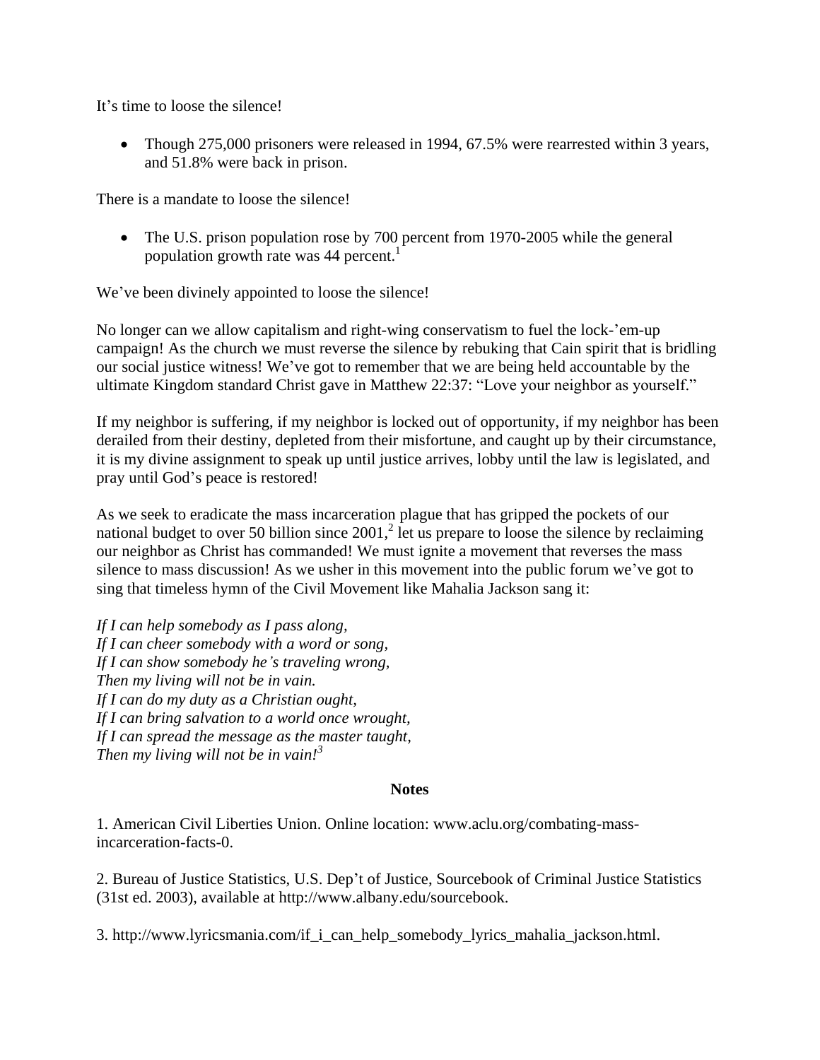It’s time to loose the silence!

- Though 275,000 prisoners were released in 1994, 67.5% were rearrested within 3 years, and 51.8% were back in prison.

There is a mandate to loose the silence!

- The U.S. prison population rose by 700 percent from 1970-2005 while the general population growth rate was 44 percent.[1]

We’ve been divinely appointed to loose the silence!

No longer can we allow capitalism and right-wing conservatism to fuel the lock-’em-up campaign! As the church we must reverse the silence by rebuking that Cain spirit that is bridling our social justice witness! We’ve got to remember that we are being held accountable by the ultimate Kingdom standard Christ gave in Matthew 22:37: “Love your neighbor as yourself.”

If my neighbor is suffering, if my neighbor is locked out of opportunity, if my neighbor has been derailed from their destiny, depleted from their misfortune, and caught up by their circumstance, it is my divine assignment to speak up until justice arrives, lobby until the law is legislated, and pray until God’s peace is restored!

As we seek to eradicate the mass incarceration plague that has gripped the pockets of our national budget to over 50 billion since 2001,[2] let us prepare to loose the silence by reclaiming our neighbor as Christ has commanded! We must ignite a movement that reverses the mass silence to mass discussion! As we usher in this movement into the public forum we’ve got to sing that timeless hymn of the Civil Movement like Mahalia Jackson sang it:

*If I can help somebody as I pass along,*
*If I can cheer somebody with a word or song,*
*If I can show somebody he’s traveling wrong,*
*Then my living will not be in vain.*
*If I can do my duty as a Christian ought,*
*If I can bring salvation to a world once wrought,*
*If I can spread the message as the master taught,*
*Then my living will not be in vain!*[3]

**Notes**

1. American Civil Liberties Union. Online location: www.aclu.org/combating-mass-incarceration-facts-0.

2. Bureau of Justice Statistics, U.S. Dep’t of Justice, Sourcebook of Criminal Justice Statistics (31st ed. 2003), available at http://www.albany.edu/sourcebook.

3. http://www.lyricsmania.com/if_i_can_help_somebody_lyrics_mahalia_jackson.html.